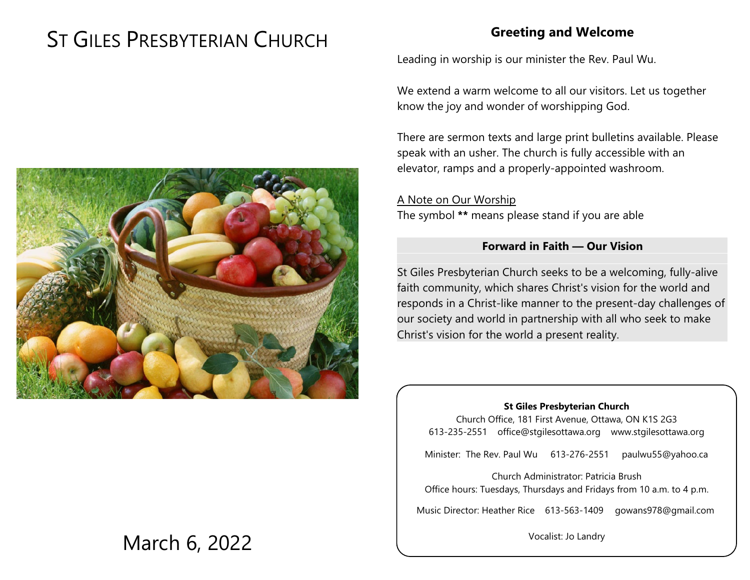# ST GILES PRESBYTERIAN CHURCH

March 6, 2022

## Greeting and Welcome

Leading in worship is our minister the Rev. Paul Wu.

We extend a warm welcome to all our visitors. Let us together know the joy and wonder of worshipping God.

There are sermon texts and large print bulletins available. Please speak with an usher. The church is fully accessible with an elevator, ramps and a properly-appointed washroom.

A Note on Our Worship
The symbol **\*\*** means please stand if you are able

### Forward in Faith — Our Vision

St Giles Presbyterian Church seeks to be a welcoming, fully-alive faith community, which shares Christ's vision for the world and responds in a Christ-like manner to the present-day challenges of our society and world in partnership with all who seek to make Christ's vision for the world a present reality.

**St Giles Presbyterian Church**
Church Office, 181 First Avenue, Ottawa, ON K1S 2G3
613-235-2551 office@stgilesottawa.org www.stgilesottawa.org

Minister: The Rev. Paul Wu 613-276-2551 paulwu55@yahoo.ca

Church Administrator: Patricia Brush
Office hours: Tuesdays, Thursdays and Fridays from 10 a.m. to 4 p.m.

Music Director: Heather Rice 613-563-1409 gowans978@gmail.com

Vocalist: Jo Landry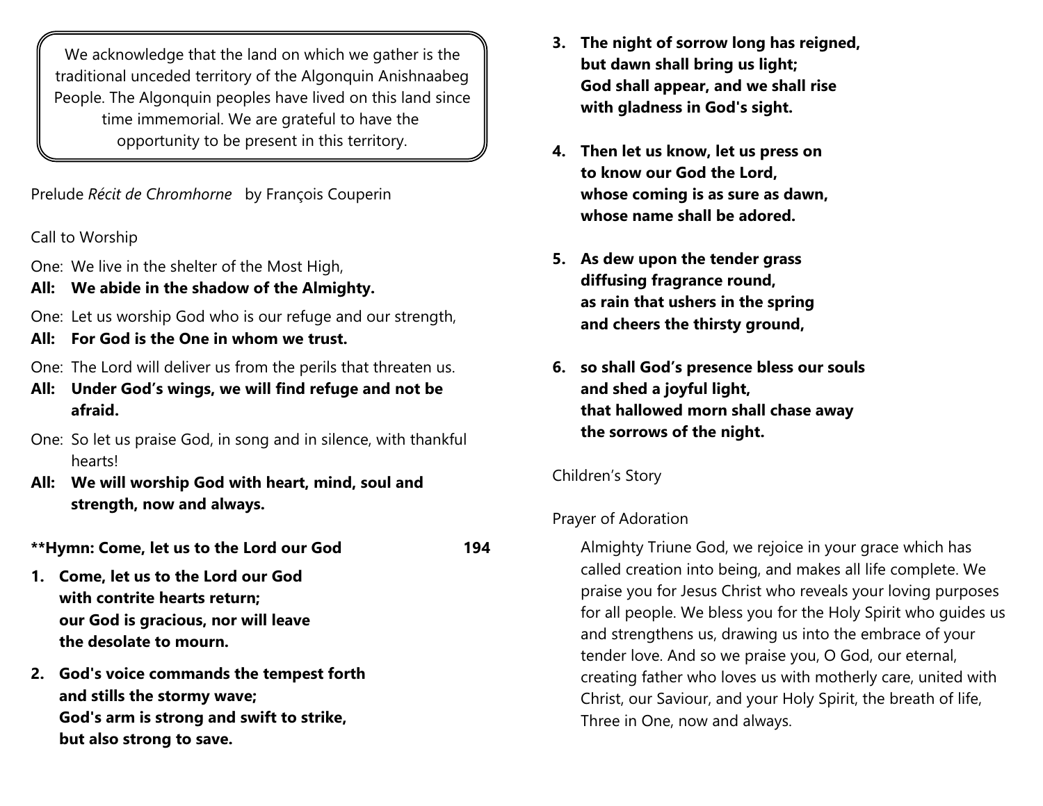We acknowledge that the land on which we gather is the traditional unceded territory of the Algonquin Anishnaabeg People. The Algonquin peoples have lived on this land since time immemorial. We are grateful to have the opportunity to be present in this territory.

Prelude *Récit de Chromhorne* by François Couperin

Call to Worship

One: We live in the shelter of the Most High,
**All: We abide in the shadow of the Almighty.**

One: Let us worship God who is our refuge and our strength,
**All: For God is the One in whom we trust.**

One: The Lord will deliver us from the perils that threaten us.
**All: Under God's wings, we will find refuge and not be afraid.**

One: So let us praise God, in song and in silence, with thankful hearts!
**All: We will worship God with heart, mind, soul and strength, now and always.**

**\*\*Hymn: Come, let us to the Lord our God 194**

1. **Come, let us to the Lord our God
with contrite hearts return;
our God is gracious, nor will leave
the desolate to mourn.**

2. **God's voice commands the tempest forth
and stills the stormy wave;
God's arm is strong and swift to strike,
but also strong to save.**

3. **The night of sorrow long has reigned,
but dawn shall bring us light;
God shall appear, and we shall rise
with gladness in God's sight.**

4. **Then let us know, let us press on
to know our God the Lord,
whose coming is as sure as dawn,
whose name shall be adored.**

5. **As dew upon the tender grass
diffusing fragrance round,
as rain that ushers in the spring
and cheers the thirsty ground,**

6. **so shall God's presence bless our souls
and shed a joyful light,
that hallowed morn shall chase away
the sorrows of the night.**

Children's Story

Prayer of Adoration

Almighty Triune God, we rejoice in your grace which has called creation into being, and makes all life complete. We praise you for Jesus Christ who reveals your loving purposes for all people. We bless you for the Holy Spirit who guides us and strengthens us, drawing us into the embrace of your tender love. And so we praise you, O God, our eternal, creating father who loves us with motherly care, united with Christ, our Saviour, and your Holy Spirit, the breath of life, Three in One, now and always.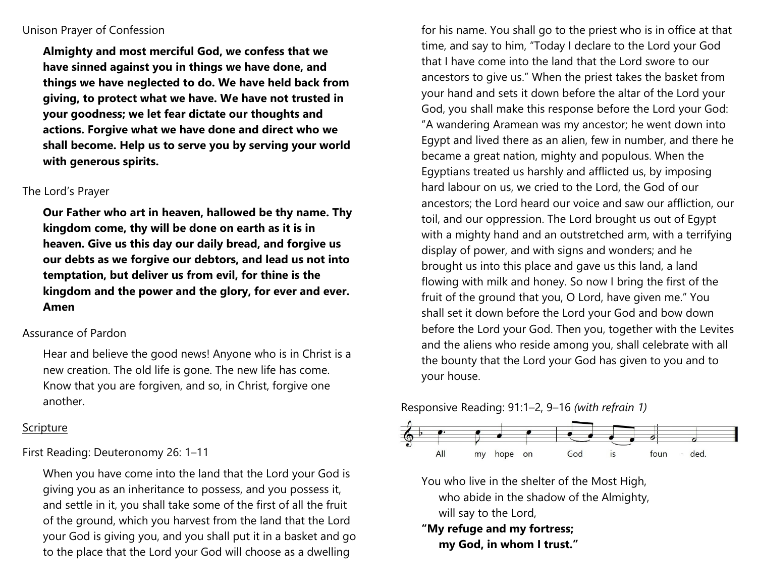Unison Prayer of Confession

**Almighty and most merciful God, we confess that we have sinned against you in things we have done, and things we have neglected to do. We have held back from giving, to protect what we have. We have not trusted in your goodness; we let fear dictate our thoughts and actions. Forgive what we have done and direct who we shall become. Help us to serve you by serving your world with generous spirits.**

The Lord's Prayer

**Our Father who art in heaven, hallowed be thy name. Thy kingdom come, thy will be done on earth as it is in heaven. Give us this day our daily bread, and forgive us our debts as we forgive our debtors, and lead us not into temptation, but deliver us from evil, for thine is the kingdom and the power and the glory, for ever and ever. Amen**

Assurance of Pardon

Hear and believe the good news! Anyone who is in Christ is a new creation. The old life is gone. The new life has come. Know that you are forgiven, and so, in Christ, forgive one another.

Scripture

First Reading: Deuteronomy 26: 1–11

When you have come into the land that the Lord your God is giving you as an inheritance to possess, and you possess it, and settle in it, you shall take some of the first of all the fruit of the ground, which you harvest from the land that the Lord your God is giving you, and you shall put it in a basket and go to the place that the Lord your God will choose as a dwelling for his name. You shall go to the priest who is in office at that time, and say to him, "Today I declare to the Lord your God that I have come into the land that the Lord swore to our ancestors to give us." When the priest takes the basket from your hand and sets it down before the altar of the Lord your God, you shall make this response before the Lord your God: "A wandering Aramean was my ancestor; he went down into Egypt and lived there as an alien, few in number, and there he became a great nation, mighty and populous. When the Egyptians treated us harshly and afflicted us, by imposing hard labour on us, we cried to the Lord, the God of our ancestors; the Lord heard our voice and saw our affliction, our toil, and our oppression. The Lord brought us out of Egypt with a mighty hand and an outstretched arm, with a terrifying display of power, and with signs and wonders; and he brought us into this place and gave us this land, a land flowing with milk and honey. So now I bring the first of the fruit of the ground that you, O Lord, have given me." You shall set it down before the Lord your God and bow down before the Lord your God. Then you, together with the Levites and the aliens who reside among you, shall celebrate with all the bounty that the Lord your God has given to you and to your house.

Responsive Reading: 91:1–2, 9–16 *(with refrain 1)*

All my hope on God is foun - ded.

You who live in the shelter of the Most High,
who abide in the shadow of the Almighty,
will say to the Lord,
**"My refuge and my fortress;**
**my God, in whom I trust."**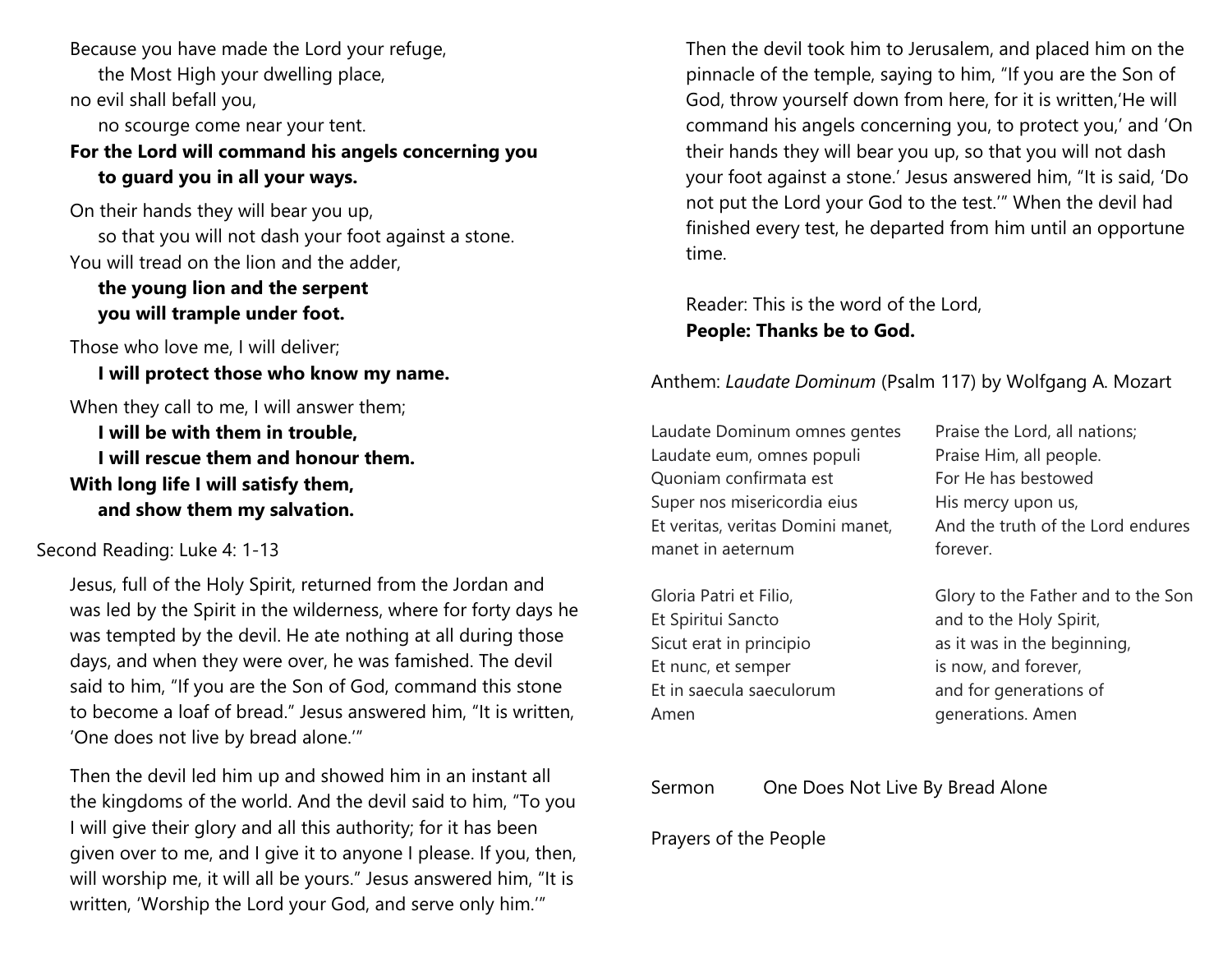Because you have made the Lord your refuge,
the Most High your dwelling place,
no evil shall befall you,
no scourge come near your tent.
**For the Lord will command his angels concerning you**
**to guard you in all your ways.**

On their hands they will bear you up,
so that you will not dash your foot against a stone.
You will tread on the lion and the adder,
**the young lion and the serpent**
**you will trample under foot.**

Those who love me, I will deliver;
**I will protect those who know my name.**

When they call to me, I will answer them;
**I will be with them in trouble,**
**I will rescue them and honour them.**
**With long life I will satisfy them,**
**and show them my salvation.**

Second Reading: Luke 4: 1-13

Jesus, full of the Holy Spirit, returned from the Jordan and was led by the Spirit in the wilderness, where for forty days he was tempted by the devil. He ate nothing at all during those days, and when they were over, he was famished. The devil said to him, "If you are the Son of God, command this stone to become a loaf of bread." Jesus answered him, "It is written, 'One does not live by bread alone.'"

Then the devil led him up and showed him in an instant all the kingdoms of the world. And the devil said to him, "To you I will give their glory and all this authority; for it has been given over to me, and I give it to anyone I please. If you, then, will worship me, it will all be yours." Jesus answered him, "It is written, 'Worship the Lord your God, and serve only him.'"

Then the devil took him to Jerusalem, and placed him on the pinnacle of the temple, saying to him, "If you are the Son of God, throw yourself down from here, for it is written,'He will command his angels concerning you, to protect you,' and 'On their hands they will bear you up, so that you will not dash your foot against a stone.' Jesus answered him, "It is said, 'Do not put the Lord your God to the test.'" When the devil had finished every test, he departed from him until an opportune time.

Reader: This is the word of the Lord,
**People: Thanks be to God.**

Anthem: *Laudate Dominum* (Psalm 117) by Wolfgang A. Mozart

| | |
|---|---|
| Laudate Dominum omnes gentes<br>Laudate eum, omnes populi<br>Quoniam confirmata est<br>Super nos misericordia eius<br>Et veritas, veritas Domini manet,<br>manet in aeternum | Praise the Lord, all nations;<br>Praise Him, all people.<br>For He has bestowed<br>His mercy upon us,<br>And the truth of the Lord endures<br>forever. |
| Gloria Patri et Filio,<br>Et Spiritui Sancto<br>Sicut erat in principio<br>Et nunc, et semper<br>Et in saecula saeculorum<br>Amen | Glory to the Father and to the Son<br>and to the Holy Spirit,<br>as it was in the beginning,<br>is now, and forever,<br>and for generations of<br>generations. Amen |

Sermon One Does Not Live By Bread Alone

Prayers of the People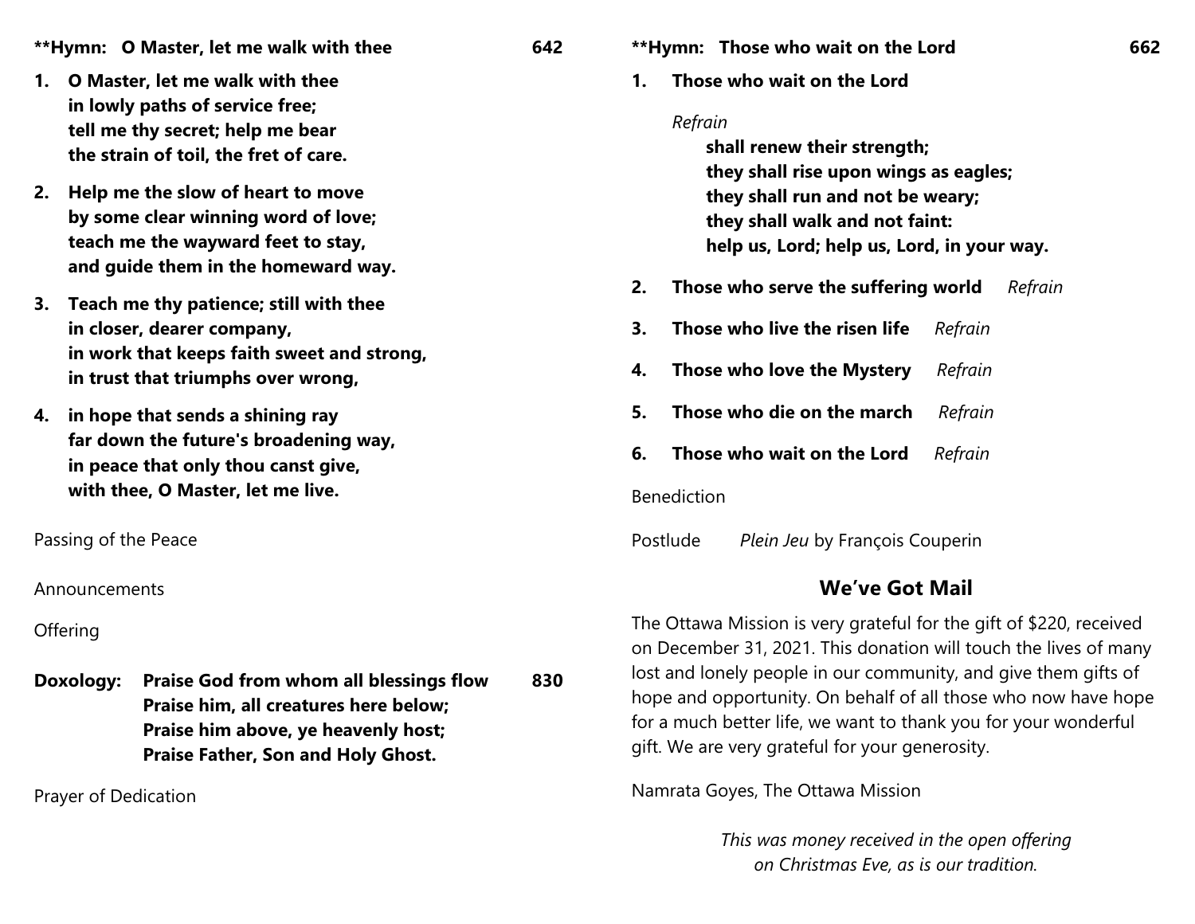**\*\*Hymn: O Master, let me walk with thee** **642**

1. **O Master, let me walk with thee**
   **in lowly paths of service free;**
   **tell me thy secret; help me bear**
   **the strain of toil, the fret of care.**
2. **Help me the slow of heart to move**
   **by some clear winning word of love;**
   **teach me the wayward feet to stay,**
   **and guide them in the homeward way.**
3. **Teach me thy patience; still with thee**
   **in closer, dearer company,**
   **in work that keeps faith sweet and strong,**
   **in trust that triumphs over wrong,**
4. **in hope that sends a shining ray**
   **far down the future's broadening way,**
   **in peace that only thou canst give,**
   **with thee, O Master, let me live.**

Passing of the Peace

Announcements

Offering

**Doxology:** **Praise God from whom all blessings flow** **830**
**Praise him, all creatures here below;**
**Praise him above, ye heavenly host;**
**Praise Father, Son and Holy Ghost.**

Prayer of Dedication

**\*\*Hymn: Those who wait on the Lord** **662**

1. **Those who wait on the Lord**

   *Refrain*
   **shall renew their strength;**
   **they shall rise upon wings as eagles;**
   **they shall run and not be weary;**
   **they shall walk and not faint:**
   **help us, Lord; help us, Lord, in your way.**

2. **Those who serve the suffering world** *Refrain*
3. **Those who live the risen life** *Refrain*
4. **Those who love the Mystery** *Refrain*
5. **Those who die on the march** *Refrain*
6. **Those who wait on the Lord** *Refrain*

Benediction

Postlude *Plein Jeu* by François Couperin

## We've Got Mail

The Ottawa Mission is very grateful for the gift of $220, received on December 31, 2021. This donation will touch the lives of many lost and lonely people in our community, and give them gifts of hope and opportunity. On behalf of all those who now have hope for a much better life, we want to thank you for your wonderful gift. We are very grateful for your generosity.

Namrata Goyes, The Ottawa Mission

*This was money received in the open offering on Christmas Eve, as is our tradition.*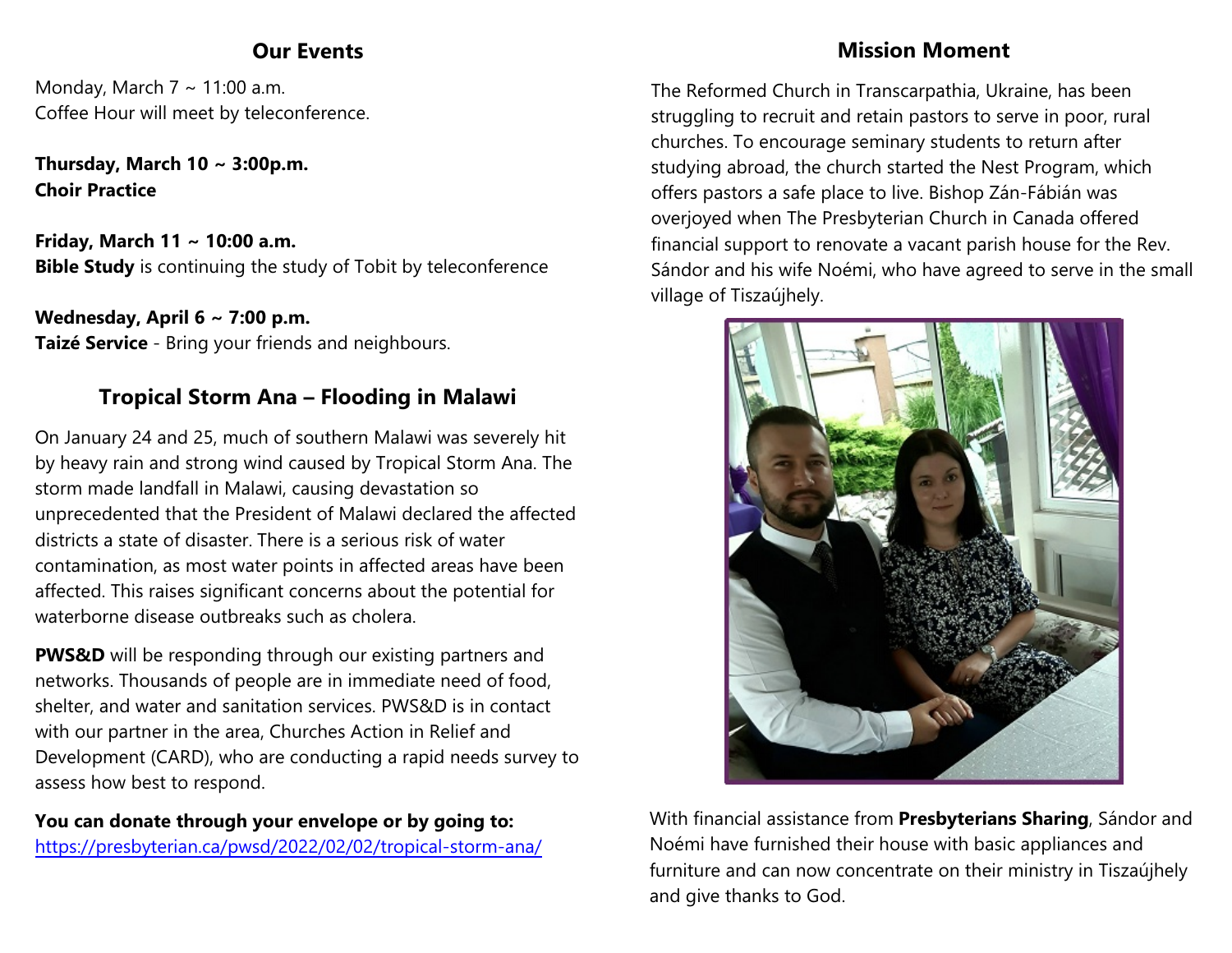## Our Events

Monday, March 7 ~ 11:00 a.m.
Coffee Hour will meet by teleconference.

**Thursday, March 10 ~ 3:00p.m.**
**Choir Practice**

**Friday, March 11 ~ 10:00 a.m.**
**Bible Study** is continuing the study of Tobit by teleconference

**Wednesday, April 6 ~ 7:00 p.m.**
**Taizé Service** - Bring your friends and neighbours.

## Tropical Storm Ana – Flooding in Malawi

On January 24 and 25, much of southern Malawi was severely hit by heavy rain and strong wind caused by Tropical Storm Ana. The storm made landfall in Malawi, causing devastation so unprecedented that the President of Malawi declared the affected districts a state of disaster. There is a serious risk of water contamination, as most water points in affected areas have been affected. This raises significant concerns about the potential for waterborne disease outbreaks such as cholera.

**PWS&D** will be responding through our existing partners and networks. Thousands of people are in immediate need of food, shelter, and water and sanitation services. PWS&D is in contact with our partner in the area, Churches Action in Relief and Development (CARD), who are conducting a rapid needs survey to assess how best to respond.

**You can donate through your envelope or by going to:**
https://presbyterian.ca/pwsd/2022/02/02/tropical-storm-ana/

## Mission Moment

The Reformed Church in Transcarpathia, Ukraine, has been struggling to recruit and retain pastors to serve in poor, rural churches. To encourage seminary students to return after studying abroad, the church started the Nest Program, which offers pastors a safe place to live. Bishop Zán-Fábián was overjoyed when The Presbyterian Church in Canada offered financial support to renovate a vacant parish house for the Rev. Sándor and his wife Noémi, who have agreed to serve in the small village of Tiszaújhely.

With financial assistance from **Presbyterians Sharing**, Sándor and Noémi have furnished their house with basic appliances and furniture and can now concentrate on their ministry in Tiszaújhely and give thanks to God.